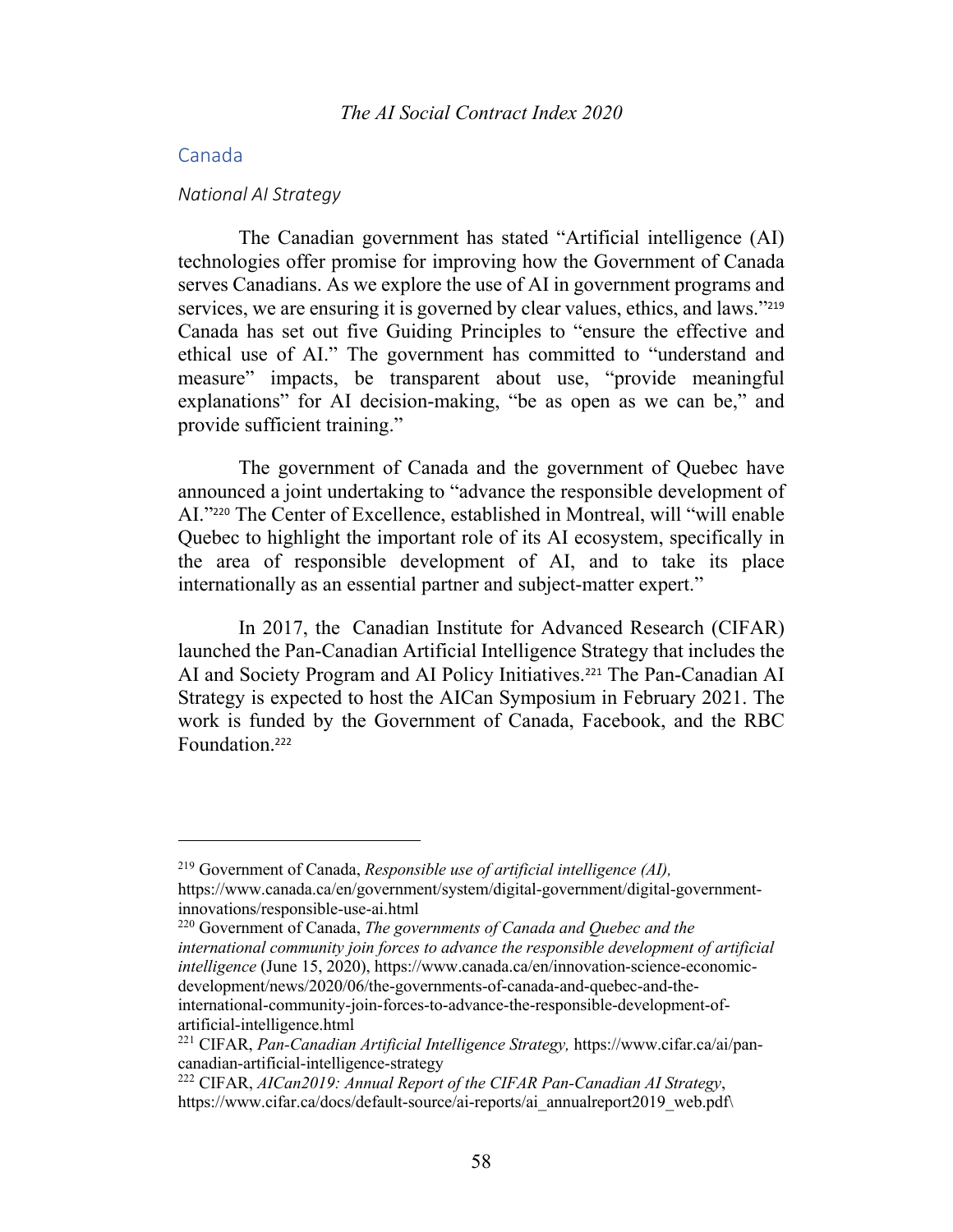## Canada

### National AI Strategy

The Canadian government has stated "Artificial intelligence (AI) technologies offer promise for improving how the Government of Canada serves Canadians. As we explore the use of AI in government programs and services, we are ensuring it is governed by clear values, ethics, and laws."[219] Canada has set out five Guiding Principles to "ensure the effective and ethical use of AI." The government has committed to "understand and measure" impacts, be transparent about use, "provide meaningful explanations" for AI decision-making, "be as open as we can be," and provide sufficient training."

The government of Canada and the government of Quebec have announced a joint undertaking to "advance the responsible development of AI."[220] The Center of Excellence, established in Montreal, will "will enable Quebec to highlight the important role of its AI ecosystem, specifically in the area of responsible development of AI, and to take its place internationally as an essential partner and subject-matter expert."

In 2017, the Canadian Institute for Advanced Research (CIFAR) launched the Pan-Canadian Artificial Intelligence Strategy that includes the AI and Society Program and AI Policy Initiatives.[221] The Pan-Canadian AI Strategy is expected to host the AICan Symposium in February 2021. The work is funded by the Government of Canada, Facebook, and the RBC Foundation.[222]

---

[219] Government of Canada, *Responsible use of artificial intelligence (AI),* https://www.canada.ca/en/government/system/digital-government/digital-government-innovations/responsible-use-ai.html

[220] Government of Canada, *The governments of Canada and Quebec and the international community join forces to advance the responsible development of artificial intelligence* (June 15, 2020), https://www.canada.ca/en/innovation-science-economic-development/news/2020/06/the-governments-of-canada-and-quebec-and-the-international-community-join-forces-to-advance-the-responsible-development-of-artificial-intelligence.html

[221] CIFAR, *Pan-Canadian Artificial Intelligence Strategy,* https://www.cifar.ca/ai/pan-canadian-artificial-intelligence-strategy

[222] CIFAR, *AICan2019: Annual Report of the CIFAR Pan-Canadian AI Strategy*, https://www.cifar.ca/docs/default-source/ai-reports/ai_annualreport2019_web.pdf\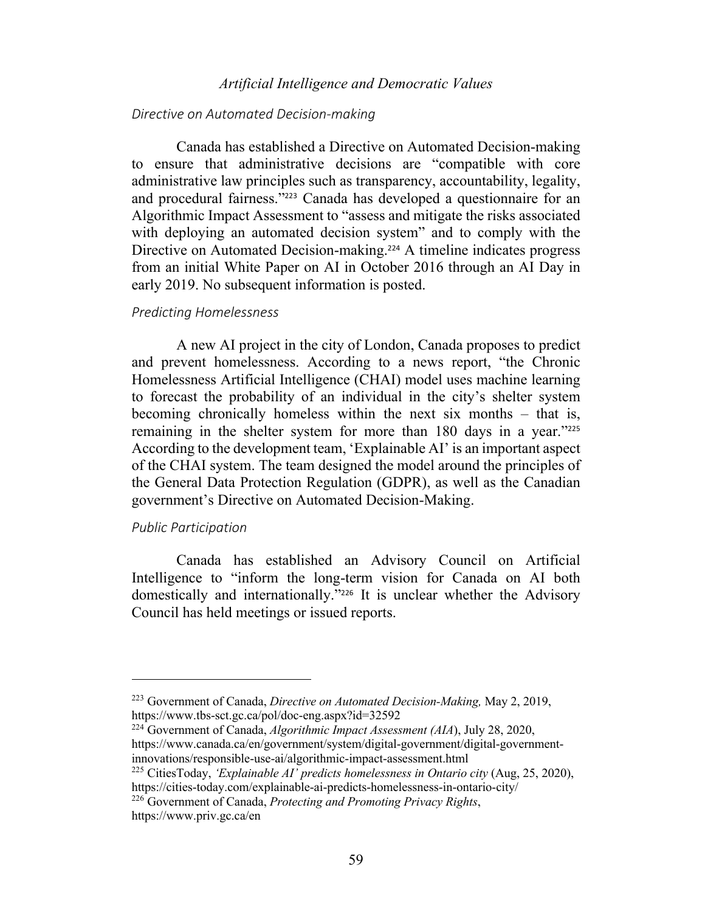### *Directive on Automated Decision-making*

Canada has established a Directive on Automated Decision-making to ensure that administrative decisions are "compatible with core administrative law principles such as transparency, accountability, legality, and procedural fairness."[223] Canada has developed a questionnaire for an Algorithmic Impact Assessment to "assess and mitigate the risks associated with deploying an automated decision system" and to comply with the Directive on Automated Decision-making.[224] A timeline indicates progress from an initial White Paper on AI in October 2016 through an AI Day in early 2019. No subsequent information is posted.

### *Predicting Homelessness*

A new AI project in the city of London, Canada proposes to predict and prevent homelessness. According to a news report, "the Chronic Homelessness Artificial Intelligence (CHAI) model uses machine learning to forecast the probability of an individual in the city's shelter system becoming chronically homeless within the next six months – that is, remaining in the shelter system for more than 180 days in a year."[225] According to the development team, 'Explainable AI' is an important aspect of the CHAI system. The team designed the model around the principles of the General Data Protection Regulation (GDPR), as well as the Canadian government's Directive on Automated Decision-Making.

### *Public Participation*

Canada has established an Advisory Council on Artificial Intelligence to "inform the long-term vision for Canada on AI both domestically and internationally."[226] It is unclear whether the Advisory Council has held meetings or issued reports.

---

[223] Government of Canada, *Directive on Automated Decision-Making,* May 2, 2019, https://www.tbs-sct.gc.ca/pol/doc-eng.aspx?id=32592

[224] Government of Canada, *Algorithmic Impact Assessment (AIA)*, July 28, 2020, https://www.canada.ca/en/government/system/digital-government/digital-government-innovations/responsible-use-ai/algorithmic-impact-assessment.html

[225] CitiesToday, *'Explainable AI' predicts homelessness in Ontario city* (Aug, 25, 2020), https://cities-today.com/explainable-ai-predicts-homelessness-in-ontario-city/

[226] Government of Canada, *Protecting and Promoting Privacy Rights*, https://www.priv.gc.ca/en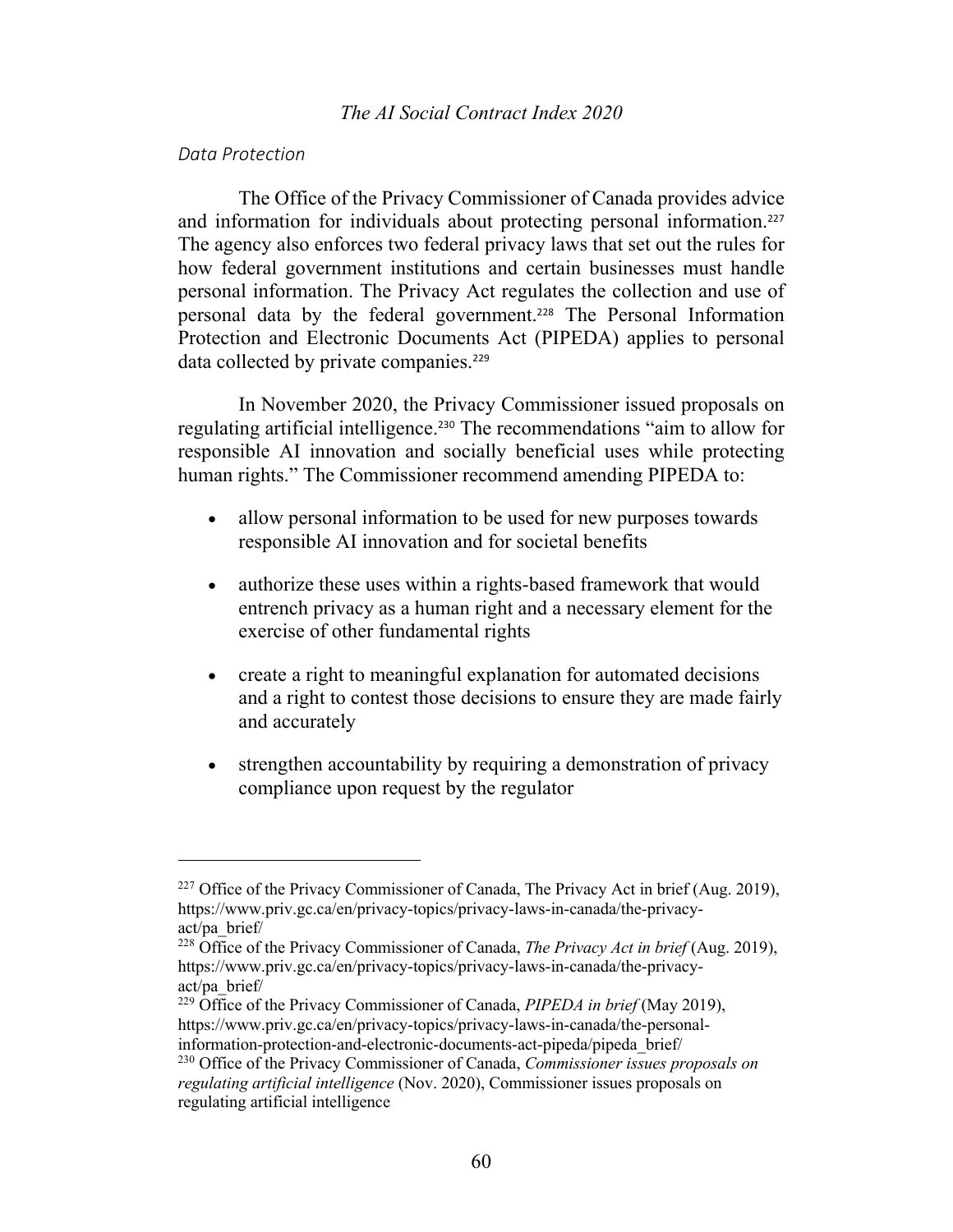*Data Protection*

The Office of the Privacy Commissioner of Canada provides advice and information for individuals about protecting personal information.[227] The agency also enforces two federal privacy laws that set out the rules for how federal government institutions and certain businesses must handle personal information. The Privacy Act regulates the collection and use of personal data by the federal government.[228] The Personal Information Protection and Electronic Documents Act (PIPEDA) applies to personal data collected by private companies.[229]

In November 2020, the Privacy Commissioner issued proposals on regulating artificial intelligence.[230] The recommendations "aim to allow for responsible AI innovation and socially beneficial uses while protecting human rights." The Commissioner recommend amending PIPEDA to:

- allow personal information to be used for new purposes towards responsible AI innovation and for societal benefits
- authorize these uses within a rights-based framework that would entrench privacy as a human right and a necessary element for the exercise of other fundamental rights
- create a right to meaningful explanation for automated decisions and a right to contest those decisions to ensure they are made fairly and accurately
- strengthen accountability by requiring a demonstration of privacy compliance upon request by the regulator

---

[227] Office of the Privacy Commissioner of Canada, The Privacy Act in brief (Aug. 2019), https://www.priv.gc.ca/en/privacy-topics/privacy-laws-in-canada/the-privacy-act/pa_brief/

[228] Office of the Privacy Commissioner of Canada, *The Privacy Act in brief* (Aug. 2019), https://www.priv.gc.ca/en/privacy-topics/privacy-laws-in-canada/the-privacy-act/pa_brief/

[229] Office of the Privacy Commissioner of Canada, *PIPEDA in brief* (May 2019), https://www.priv.gc.ca/en/privacy-topics/privacy-laws-in-canada/the-personal-information-protection-and-electronic-documents-act-pipeda/pipeda_brief/

[230] Office of the Privacy Commissioner of Canada, *Commissioner issues proposals on regulating artificial intelligence* (Nov. 2020), Commissioner issues proposals on regulating artificial intelligence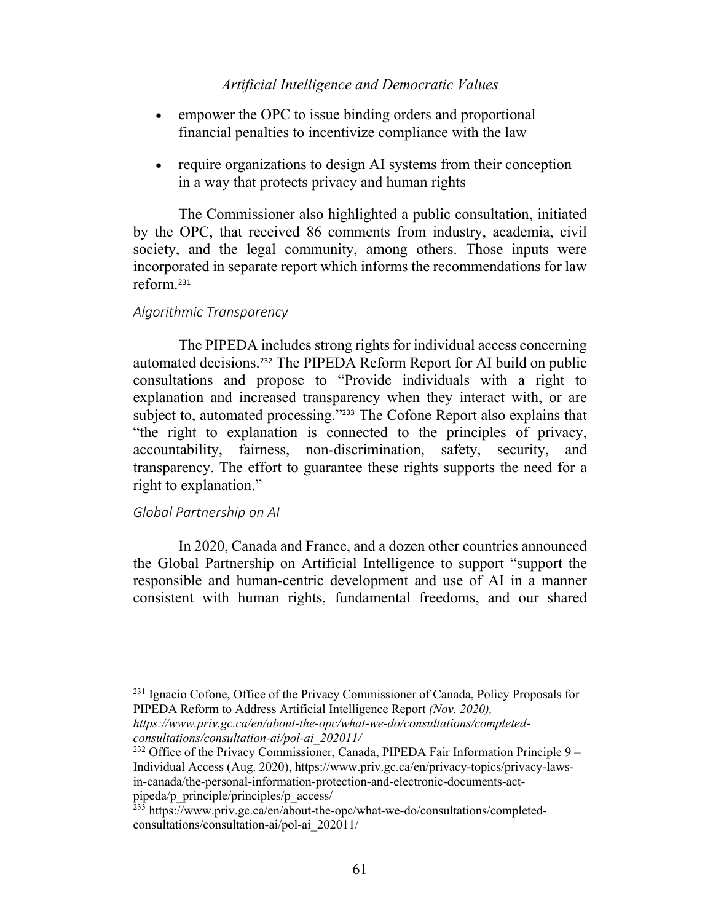- empower the OPC to issue binding orders and proportional financial penalties to incentivize compliance with the law
- require organizations to design AI systems from their conception in a way that protects privacy and human rights

The Commissioner also highlighted a public consultation, initiated by the OPC, that received 86 comments from industry, academia, civil society, and the legal community, among others. Those inputs were incorporated in separate report which informs the recommendations for law reform.[231]

### *Algorithmic Transparency*

The PIPEDA includes strong rights for individual access concerning automated decisions.[232] The PIPEDA Reform Report for AI build on public consultations and propose to "Provide individuals with a right to explanation and increased transparency when they interact with, or are subject to, automated processing."[233] The Cofone Report also explains that "the right to explanation is connected to the principles of privacy, accountability, fairness, non-discrimination, safety, security, and transparency. The effort to guarantee these rights supports the need for a right to explanation."

### *Global Partnership on AI*

In 2020, Canada and France, and a dozen other countries announced the Global Partnership on Artificial Intelligence to support "support the responsible and human-centric development and use of AI in a manner consistent with human rights, fundamental freedoms, and our shared

---

[231] Ignacio Cofone, Office of the Privacy Commissioner of Canada, Policy Proposals for PIPEDA Reform to Address Artificial Intelligence Report *(Nov. 2020), https://www.priv.gc.ca/en/about-the-opc/what-we-do/consultations/completed-consultations/consultation-ai/pol-ai_202011/*

[232] Office of the Privacy Commissioner, Canada, PIPEDA Fair Information Principle 9 – Individual Access (Aug. 2020), https://www.priv.gc.ca/en/privacy-topics/privacy-laws-in-canada/the-personal-information-protection-and-electronic-documents-act-pipeda/p_principle/principles/p_access/

[233] https://www.priv.gc.ca/en/about-the-opc/what-we-do/consultations/completed-consultations/consultation-ai/pol-ai_202011/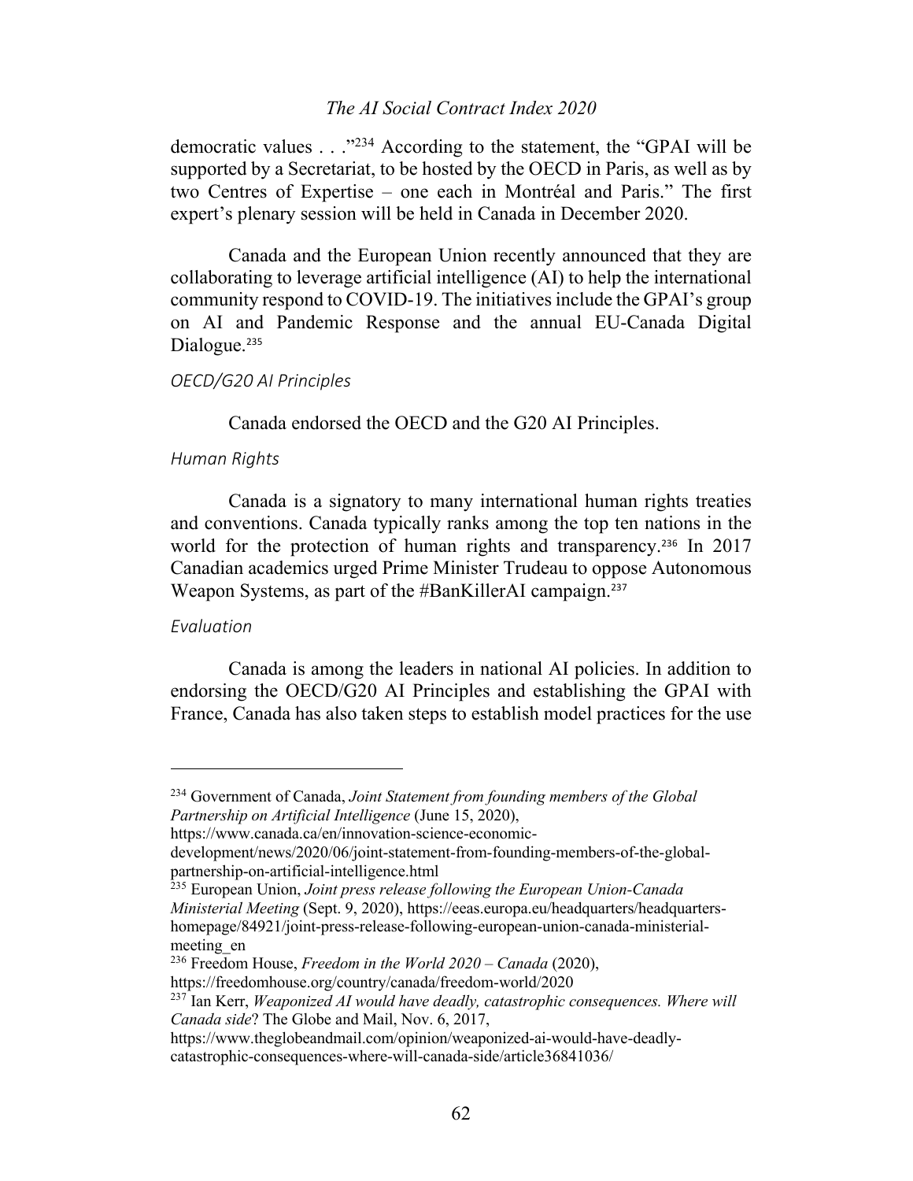democratic values . . ."[234] According to the statement, the "GPAI will be supported by a Secretariat, to be hosted by the OECD in Paris, as well as by two Centres of Expertise – one each in Montréal and Paris." The first expert's plenary session will be held in Canada in December 2020.

Canada and the European Union recently announced that they are collaborating to leverage artificial intelligence (AI) to help the international community respond to COVID-19. The initiatives include the GPAI's group on AI and Pandemic Response and the annual EU-Canada Digital Dialogue.[235]

*OECD/G20 AI Principles*

Canada endorsed the OECD and the G20 AI Principles.

*Human Rights*

Canada is a signatory to many international human rights treaties and conventions. Canada typically ranks among the top ten nations in the world for the protection of human rights and transparency.[236] In 2017 Canadian academics urged Prime Minister Trudeau to oppose Autonomous Weapon Systems, as part of the #BanKillerAI campaign.[237]

*Evaluation*

Canada is among the leaders in national AI policies. In addition to endorsing the OECD/G20 AI Principles and establishing the GPAI with France, Canada has also taken steps to establish model practices for the use

---

[234] Government of Canada, *Joint Statement from founding members of the Global Partnership on Artificial Intelligence* (June 15, 2020), https://www.canada.ca/en/innovation-science-economic-development/news/2020/06/joint-statement-from-founding-members-of-the-global-partnership-on-artificial-intelligence.html

[235] European Union, *Joint press release following the European Union-Canada Ministerial Meeting* (Sept. 9, 2020), https://eeas.europa.eu/headquarters/headquarters-homepage/84921/joint-press-release-following-european-union-canada-ministerial-meeting_en

[236] Freedom House, *Freedom in the World 2020 – Canada* (2020), https://freedomhouse.org/country/canada/freedom-world/2020

[237] Ian Kerr, *Weaponized AI would have deadly, catastrophic consequences. Where will Canada side*? The Globe and Mail, Nov. 6, 2017, https://www.theglobeandmail.com/opinion/weaponized-ai-would-have-deadly-catastrophic-consequences-where-will-canada-side/article36841036/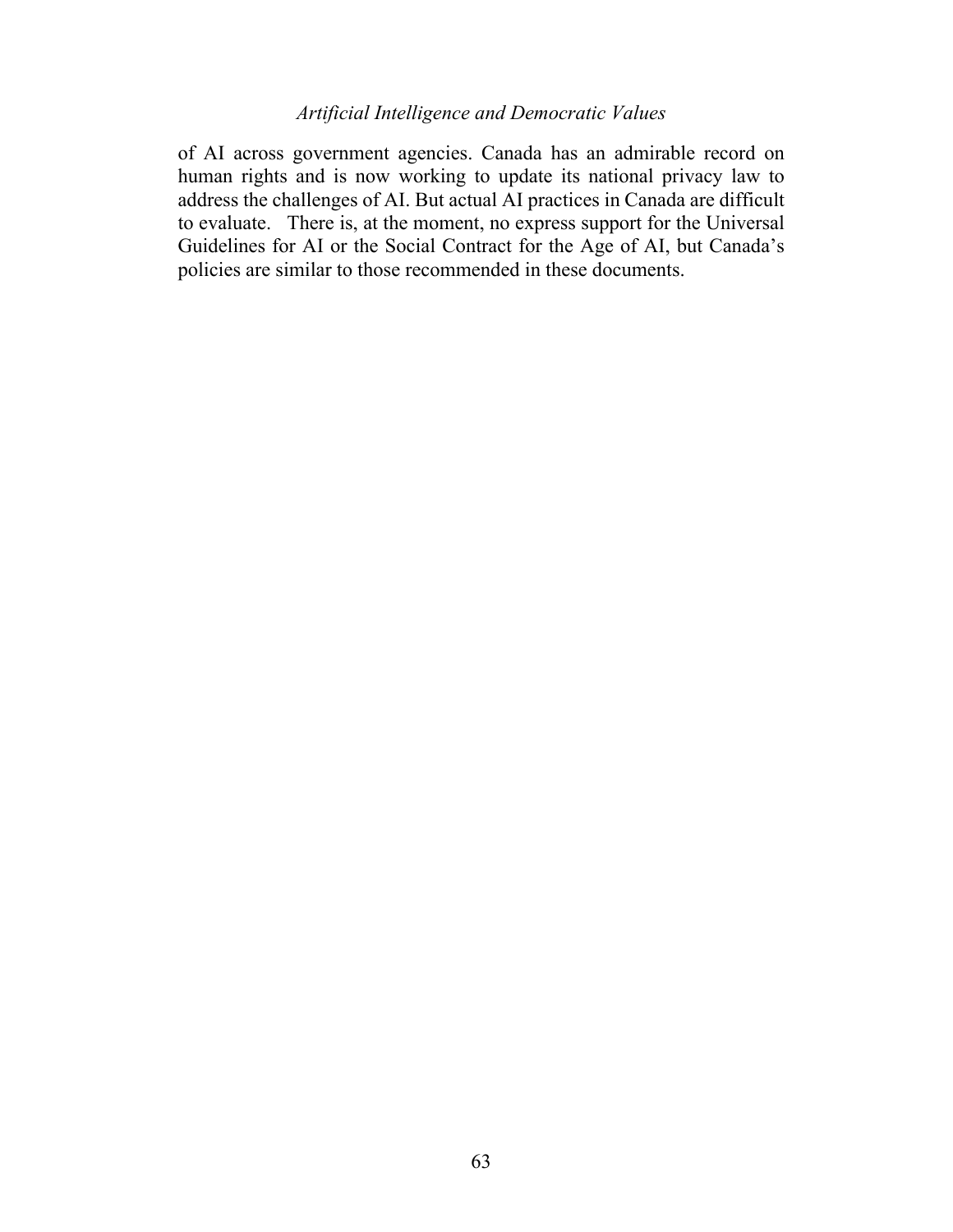of AI across government agencies. Canada has an admirable record on human rights and is now working to update its national privacy law to address the challenges of AI. But actual AI practices in Canada are difficult to evaluate. There is, at the moment, no express support for the Universal Guidelines for AI or the Social Contract for the Age of AI, but Canada's policies are similar to those recommended in these documents.